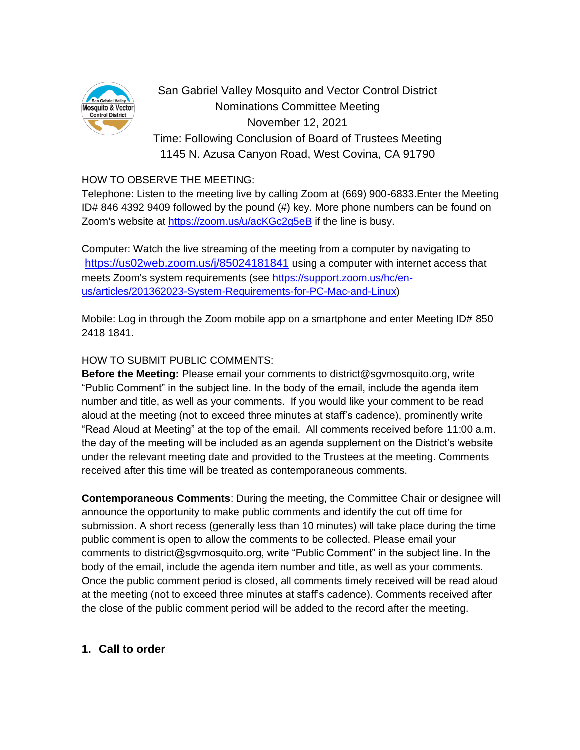San Gabriel Valley Mosquito and Vector Control District
Nominations Committee Meeting
November 12, 2021
Time: Following Conclusion of Board of Trustees Meeting
1145 N. Azusa Canyon Road, West Covina, CA 91790

HOW TO OBSERVE THE MEETING:
Telephone: Listen to the meeting live by calling Zoom at (669) 900-6833.Enter the Meeting ID# 846 4392 9409 followed by the pound (#) key. More phone numbers can be found on Zoom's website at https://zoom.us/u/acKGc2g5eB if the line is busy.

Computer: Watch the live streaming of the meeting from a computer by navigating to https://us02web.zoom.us/j/85024181841 using a computer with internet access that meets Zoom's system requirements (see https://support.zoom.us/hc/en-us/articles/201362023-System-Requirements-for-PC-Mac-and-Linux)

Mobile: Log in through the Zoom mobile app on a smartphone and enter Meeting ID# 850 2418 1841.

HOW TO SUBMIT PUBLIC COMMENTS:
**Before the Meeting:** Please email your comments to district@sgvmosquito.org, write "Public Comment" in the subject line. In the body of the email, include the agenda item number and title, as well as your comments. If you would like your comment to be read aloud at the meeting (not to exceed three minutes at staff's cadence), prominently write "Read Aloud at Meeting" at the top of the email. All comments received before 11:00 a.m. the day of the meeting will be included as an agenda supplement on the District's website under the relevant meeting date and provided to the Trustees at the meeting. Comments received after this time will be treated as contemporaneous comments.

**Contemporaneous Comments**: During the meeting, the Committee Chair or designee will announce the opportunity to make public comments and identify the cut off time for submission. A short recess (generally less than 10 minutes) will take place during the time public comment is open to allow the comments to be collected. Please email your comments to district@sgvmosquito.org, write "Public Comment" in the subject line. In the body of the email, include the agenda item number and title, as well as your comments. Once the public comment period is closed, all comments timely received will be read aloud at the meeting (not to exceed three minutes at staff's cadence). Comments received after the close of the public comment period will be added to the record after the meeting.

**1. Call to order**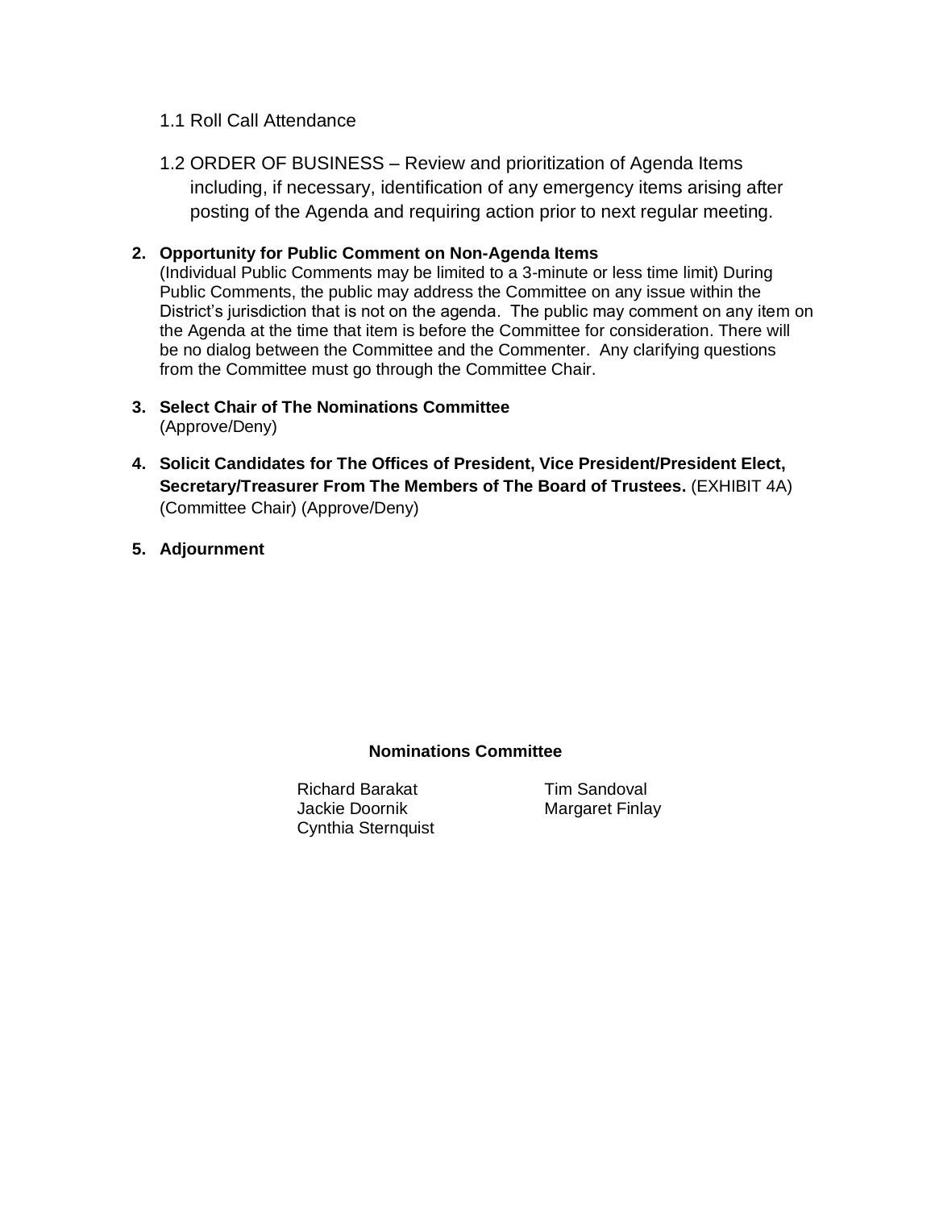1.1 Roll Call Attendance

1.2 ORDER OF BUSINESS – Review and prioritization of Agenda Items including, if necessary, identification of any emergency items arising after posting of the Agenda and requiring action prior to next regular meeting.

**2. Opportunity for Public Comment on Non-Agenda Items**
(Individual Public Comments may be limited to a 3-minute or less time limit) During Public Comments, the public may address the Committee on any issue within the District's jurisdiction that is not on the agenda. The public may comment on any item on the Agenda at the time that item is before the Committee for consideration. There will be no dialog between the Committee and the Commenter. Any clarifying questions from the Committee must go through the Committee Chair.

**3. Select Chair of The Nominations Committee**
(Approve/Deny)

**4. Solicit Candidates for The Offices of President, Vice President/President Elect, Secretary/Treasurer From The Members of The Board of Trustees.** (EXHIBIT 4A) (Committee Chair) (Approve/Deny)

**5. Adjournment**

**Nominations Committee**

Richard Barakat
Jackie Doornik
Cynthia Sternquist
Tim Sandoval
Margaret Finlay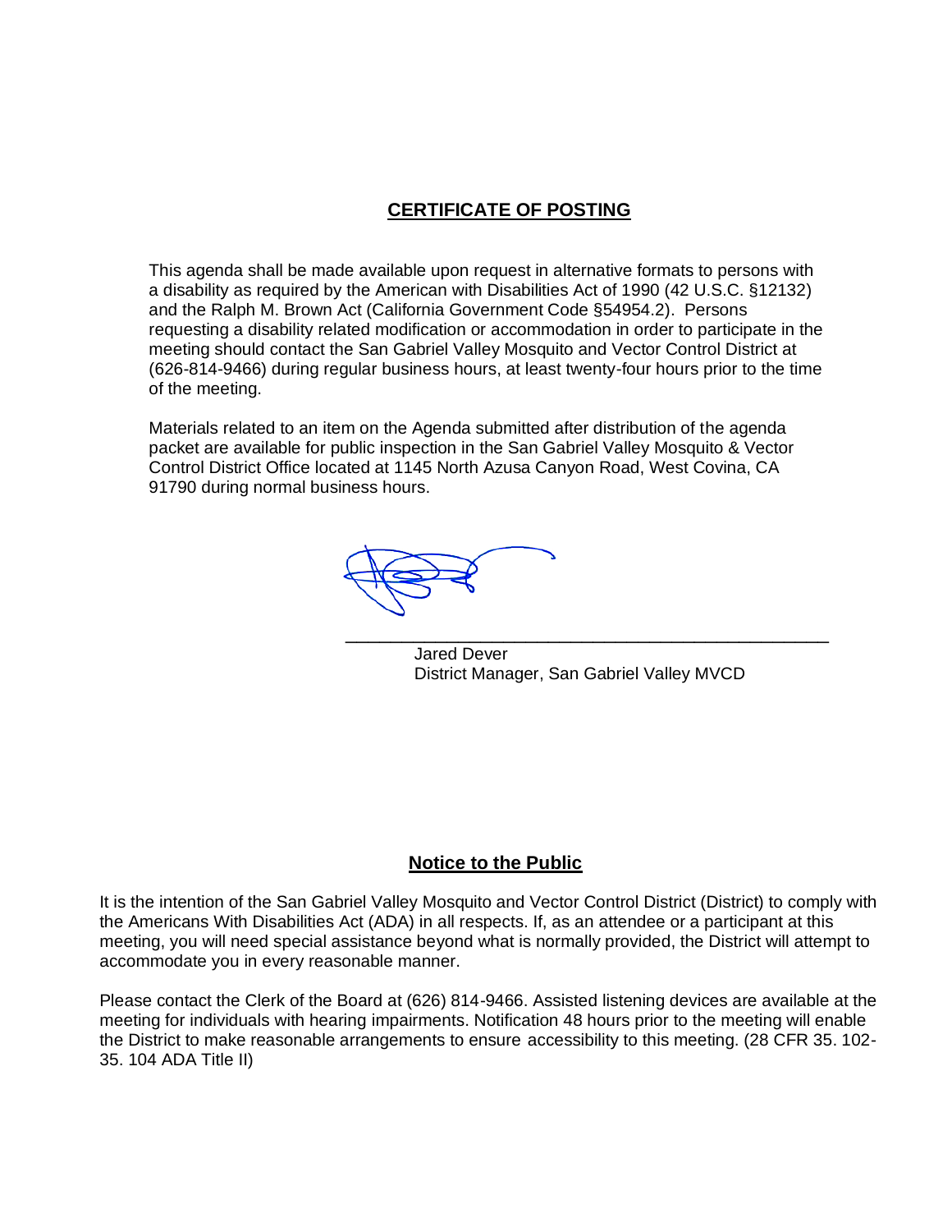## CERTIFICATE OF POSTING

This agenda shall be made available upon request in alternative formats to persons with a disability as required by the American with Disabilities Act of 1990 (42 U.S.C. §12132) and the Ralph M. Brown Act (California Government Code §54954.2). Persons requesting a disability related modification or accommodation in order to participate in the meeting should contact the San Gabriel Valley Mosquito and Vector Control District at (626-814-9466) during regular business hours, at least twenty-four hours prior to the time of the meeting.

Materials related to an item on the Agenda submitted after distribution of the agenda packet are available for public inspection in the San Gabriel Valley Mosquito & Vector Control District Office located at 1145 North Azusa Canyon Road, West Covina, CA 91790 during normal business hours.

\_\_\_\_\_\_\_\_\_\_\_\_\_\_\_\_\_\_\_\_\_\_\_\_\_\_\_\_\_\_\_\_\_\_\_\_\_\_\_\_\_\_\_\_\_\_

Jared Dever
District Manager, San Gabriel Valley MVCD

## Notice to the Public

It is the intention of the San Gabriel Valley Mosquito and Vector Control District (District) to comply with the Americans With Disabilities Act (ADA) in all respects. If, as an attendee or a participant at this meeting, you will need special assistance beyond what is normally provided, the District will attempt to accommodate you in every reasonable manner.

Please contact the Clerk of the Board at (626) 814-9466. Assisted listening devices are available at the meeting for individuals with hearing impairments. Notification 48 hours prior to the meeting will enable the District to make reasonable arrangements to ensure accessibility to this meeting. (28 CFR 35. 102-35. 104 ADA Title II)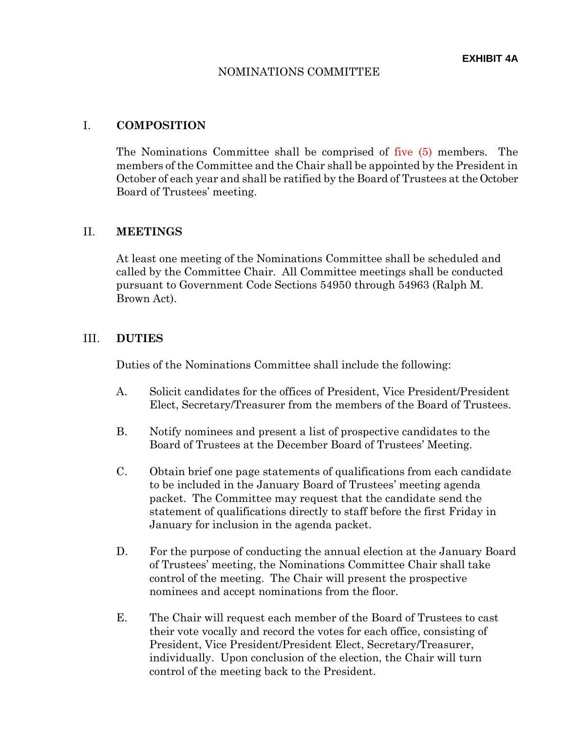**EXHIBIT 4A**

# NOMINATIONS COMMITTEE

## I. COMPOSITION

The Nominations Committee shall be comprised of five (5) members. The members of the Committee and the Chair shall be appointed by the President in October of each year and shall be ratified by the Board of Trustees at the October Board of Trustees' meeting.

## II. MEETINGS

At least one meeting of the Nominations Committee shall be scheduled and called by the Committee Chair. All Committee meetings shall be conducted pursuant to Government Code Sections 54950 through 54963 (Ralph M. Brown Act).

## III. DUTIES

Duties of the Nominations Committee shall include the following:

A. Solicit candidates for the offices of President, Vice President/President Elect, Secretary/Treasurer from the members of the Board of Trustees.

B. Notify nominees and present a list of prospective candidates to the Board of Trustees at the December Board of Trustees' Meeting.

C. Obtain brief one page statements of qualifications from each candidate to be included in the January Board of Trustees' meeting agenda packet. The Committee may request that the candidate send the statement of qualifications directly to staff before the first Friday in January for inclusion in the agenda packet.

D. For the purpose of conducting the annual election at the January Board of Trustees' meeting, the Nominations Committee Chair shall take control of the meeting. The Chair will present the prospective nominees and accept nominations from the floor.

E. The Chair will request each member of the Board of Trustees to cast their vote vocally and record the votes for each office, consisting of President, Vice President/President Elect, Secretary/Treasurer, individually. Upon conclusion of the election, the Chair will turn control of the meeting back to the President.